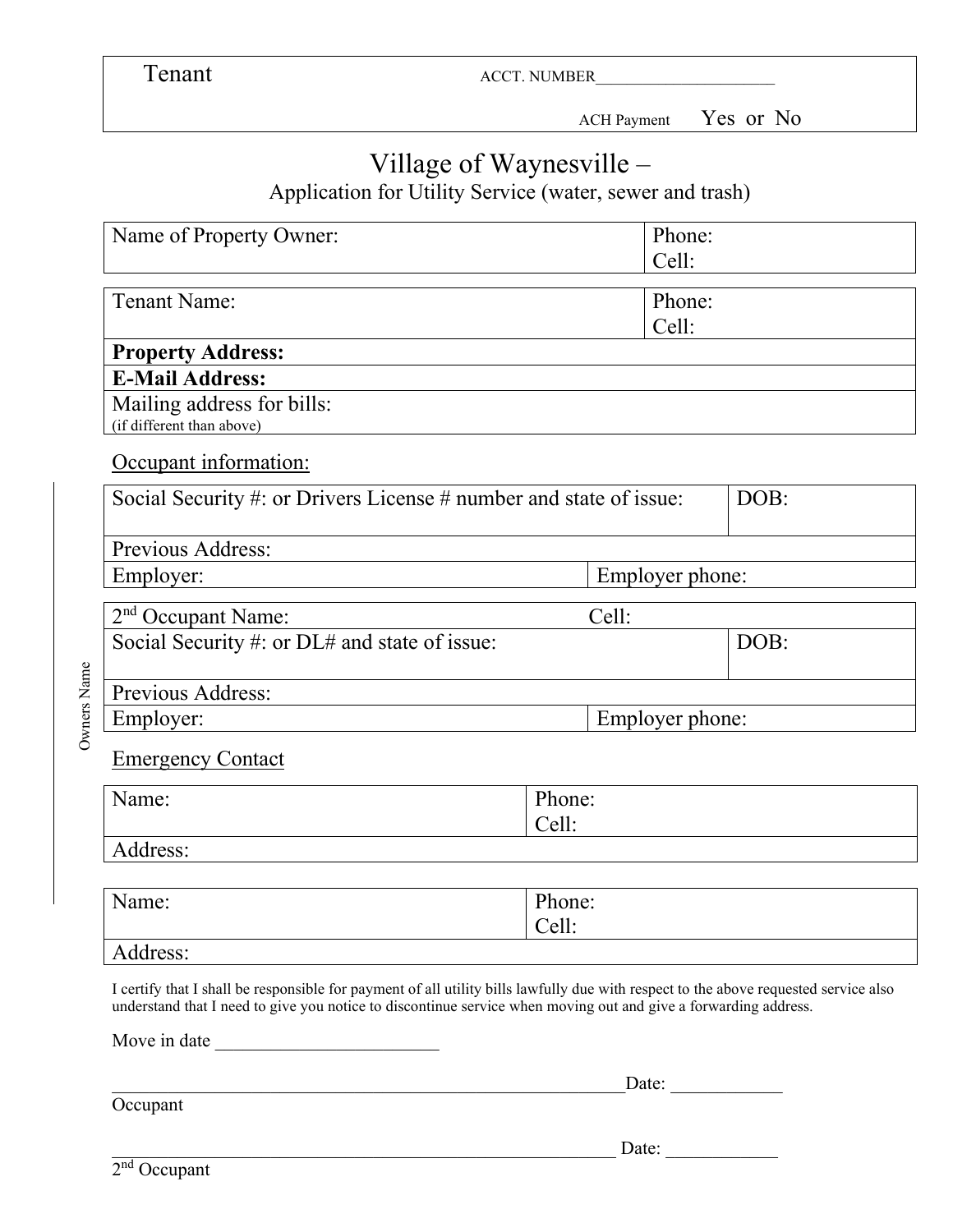| Tenant | ACCT. NUMBER______________________ |
|---|---|
| | ACH Payment Yes or No |

# Village of Waynesville –

## Application for Utility Service (water, sewer and trash)

| Name of Property Owner: | Phone:<br>Cell: |
|---|---|

| Tenant Name: | Phone:<br>Cell: |
|---|---|
| **Property Address:** | |
| **E-Mail Address:** | |
| Mailing address for bills:<br>(if different than above) | |

Occupant information:

| Social Security #: or Drivers License # number and state of issue: | DOB: |
|---|---|
| Previous Address: | |
| Employer: | Employer phone: |

| 2nd Occupant Name: | Cell: |
|---|---|
| Social Security #: or DL# and state of issue: | DOB: |
| Previous Address: | |
| Employer: | Employer phone: |

Owners Name

Emergency Contact

| Name: | Phone:<br>Cell: |
|---|---|
| Address: | |

| Name: | Phone:<br>Cell: |
|---|---|
| Address: | |

I certify that I shall be responsible for payment of all utility bills lawfully due with respect to the above requested service also understand that I need to give you notice to discontinue service when moving out and give a forwarding address.

Move in date ________________________

__________________________________________________________Date: ____________
Occupant

_________________________________________________________ Date: ____________
2nd Occupant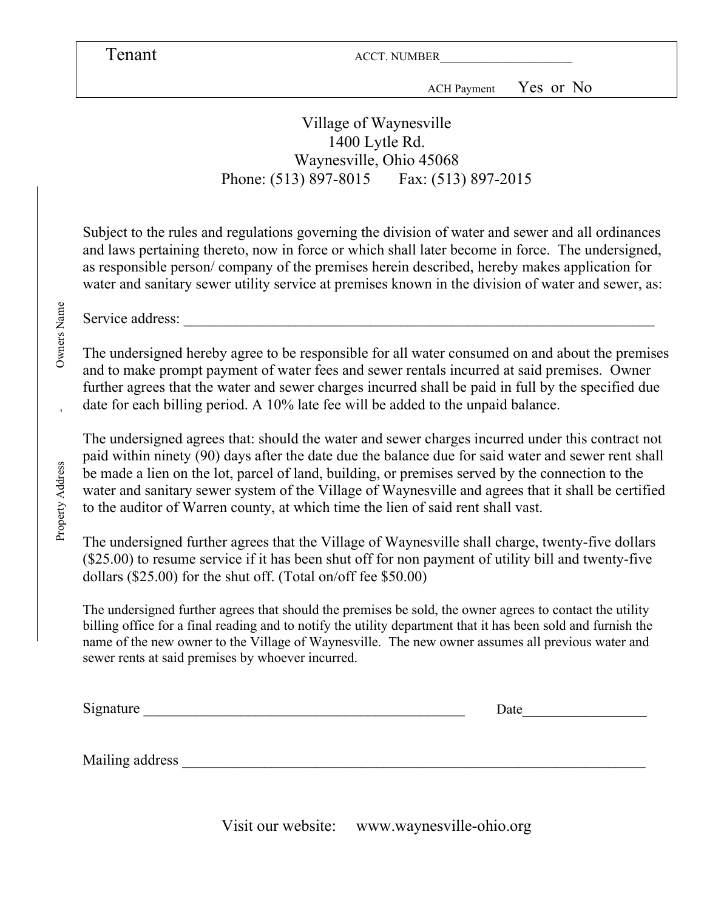Tenant ACCT. NUMBER______________________

ACH Payment Yes or No

Village of Waynesville
1400 Lytle Rd.
Waynesville, Ohio 45068
Phone: (513) 897-8015 Fax: (513) 897-2015

Property Address - Owners Name

Subject to the rules and regulations governing the division of water and sewer and all ordinances and laws pertaining thereto, now in force or which shall later become in force. The undersigned, as responsible person/ company of the premises herein described, hereby makes application for water and sanitary sewer utility service at premises known in the division of water and sewer, as:

Service address: ____________________________________________________________________

The undersigned hereby agree to be responsible for all water consumed on and about the premises and to make prompt payment of water fees and sewer rentals incurred at said premises. Owner further agrees that the water and sewer charges incurred shall be paid in full by the specified due date for each billing period. A 10% late fee will be added to the unpaid balance.

The undersigned agrees that: should the water and sewer charges incurred under this contract not paid within ninety (90) days after the date due the balance due for said water and sewer rent shall be made a lien on the lot, parcel of land, building, or premises served by the connection to the water and sanitary sewer system of the Village of Waynesville and agrees that it shall be certified to the auditor of Warren county, at which time the lien of said rent shall vast.

The undersigned further agrees that the Village of Waynesville shall charge, twenty-five dollars ($25.00) to resume service if it has been shut off for non payment of utility bill and twenty-five dollars ($25.00) for the shut off. (Total on/off fee $50.00)

The undersigned further agrees that should the premises be sold, the owner agrees to contact the utility billing office for a final reading and to notify the utility department that it has been sold and furnish the name of the new owner to the Village of Waynesville. The new owner assumes all previous water and sewer rents at said premises by whoever incurred.

Signature ______________________________________________ Date__________________

Mailing address ____________________________________________________________________

Visit our website: www.waynesville-ohio.org